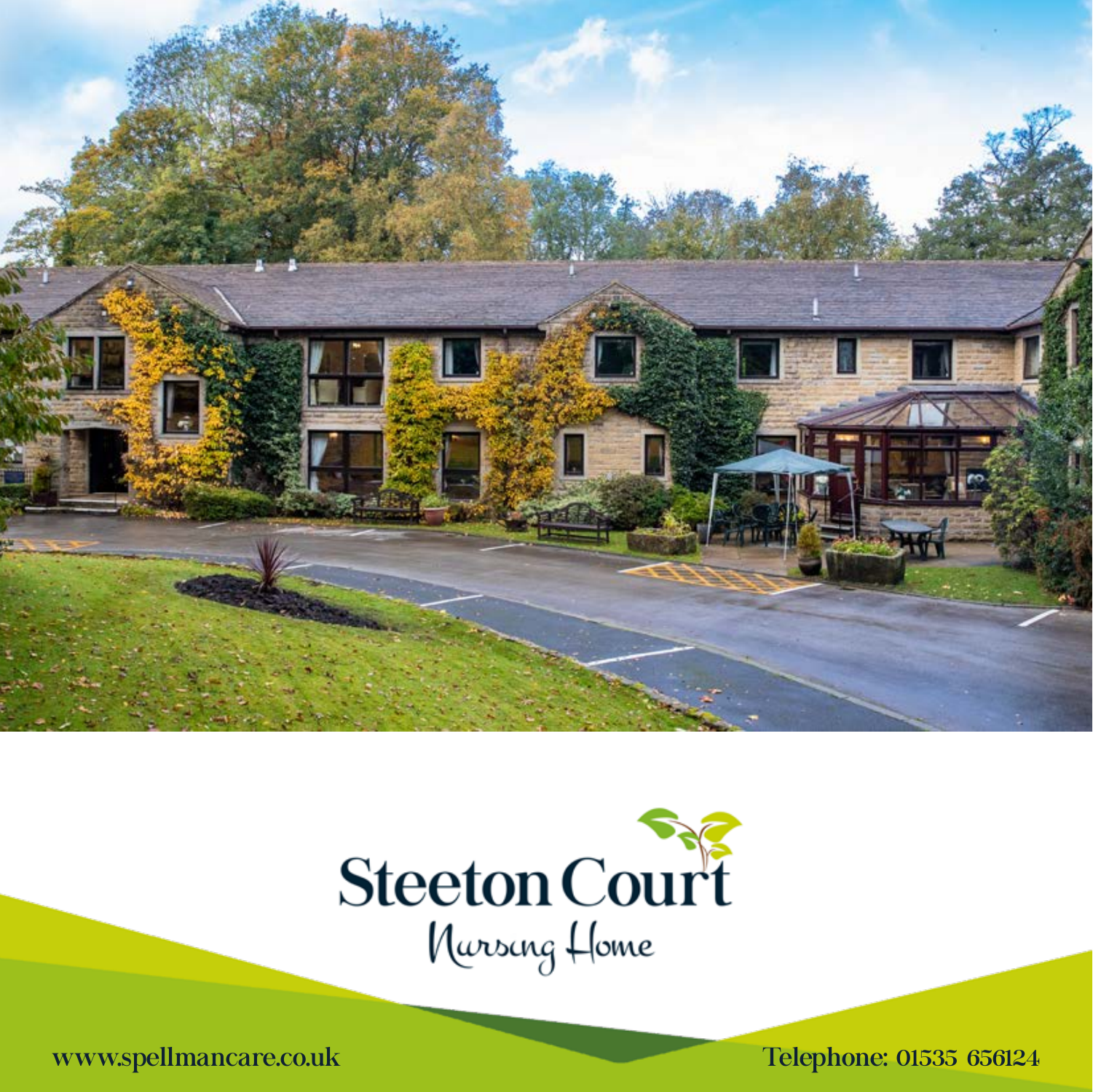# Steeton Court

## Nursing Home

www.spellmancare.co.uk

Telephone: 01535 656124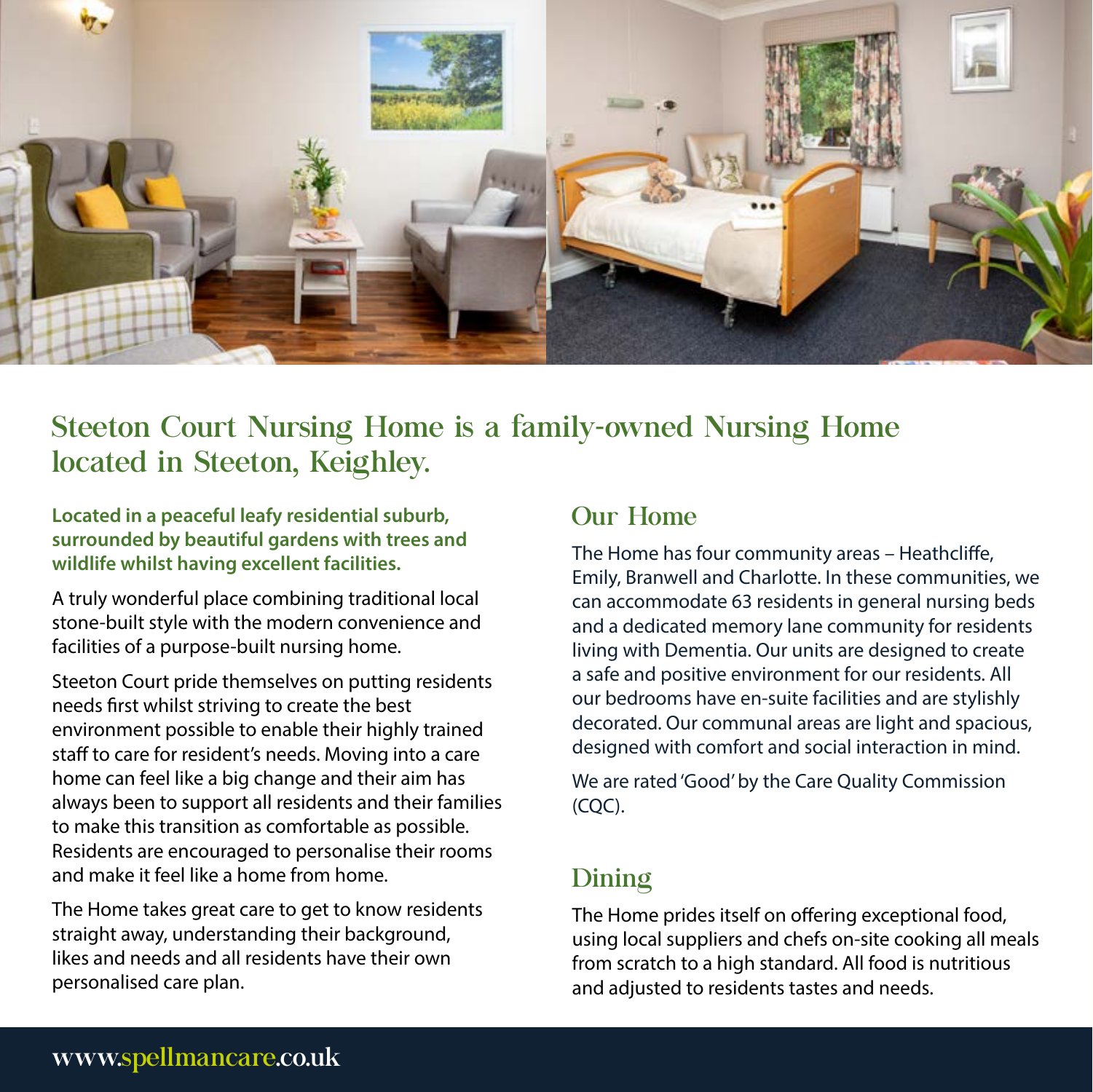# Steeton Court Nursing Home is a family-owned Nursing Home located in Steeton, Keighley.

**Located in a peaceful leafy residential suburb, surrounded by beautiful gardens with trees and wildlife whilst having excellent facilities.**

A truly wonderful place combining traditional local stone-built style with the modern convenience and facilities of a purpose-built nursing home.

Steeton Court pride themselves on putting residents needs first whilst striving to create the best environment possible to enable their highly trained staff to care for resident's needs. Moving into a care home can feel like a big change and their aim has always been to support all residents and their families to make this transition as comfortable as possible. Residents are encouraged to personalise their rooms and make it feel like a home from home.

The Home takes great care to get to know residents straight away, understanding their background, likes and needs and all residents have their own personalised care plan.

## Our Home

The Home has four community areas – Heathcliffe, Emily, Branwell and Charlotte. In these communities, we can accommodate 63 residents in general nursing beds and a dedicated memory lane community for residents living with Dementia. Our units are designed to create a safe and positive environment for our residents. All our bedrooms have en-suite facilities and are stylishly decorated. Our communal areas are light and spacious, designed with comfort and social interaction in mind.

We are rated 'Good' by the Care Quality Commission (CQC).

## Dining

The Home prides itself on offering exceptional food, using local suppliers and chefs on-site cooking all meals from scratch to a high standard. All food is nutritious and adjusted to residents tastes and needs.

www.spellmancare.co.uk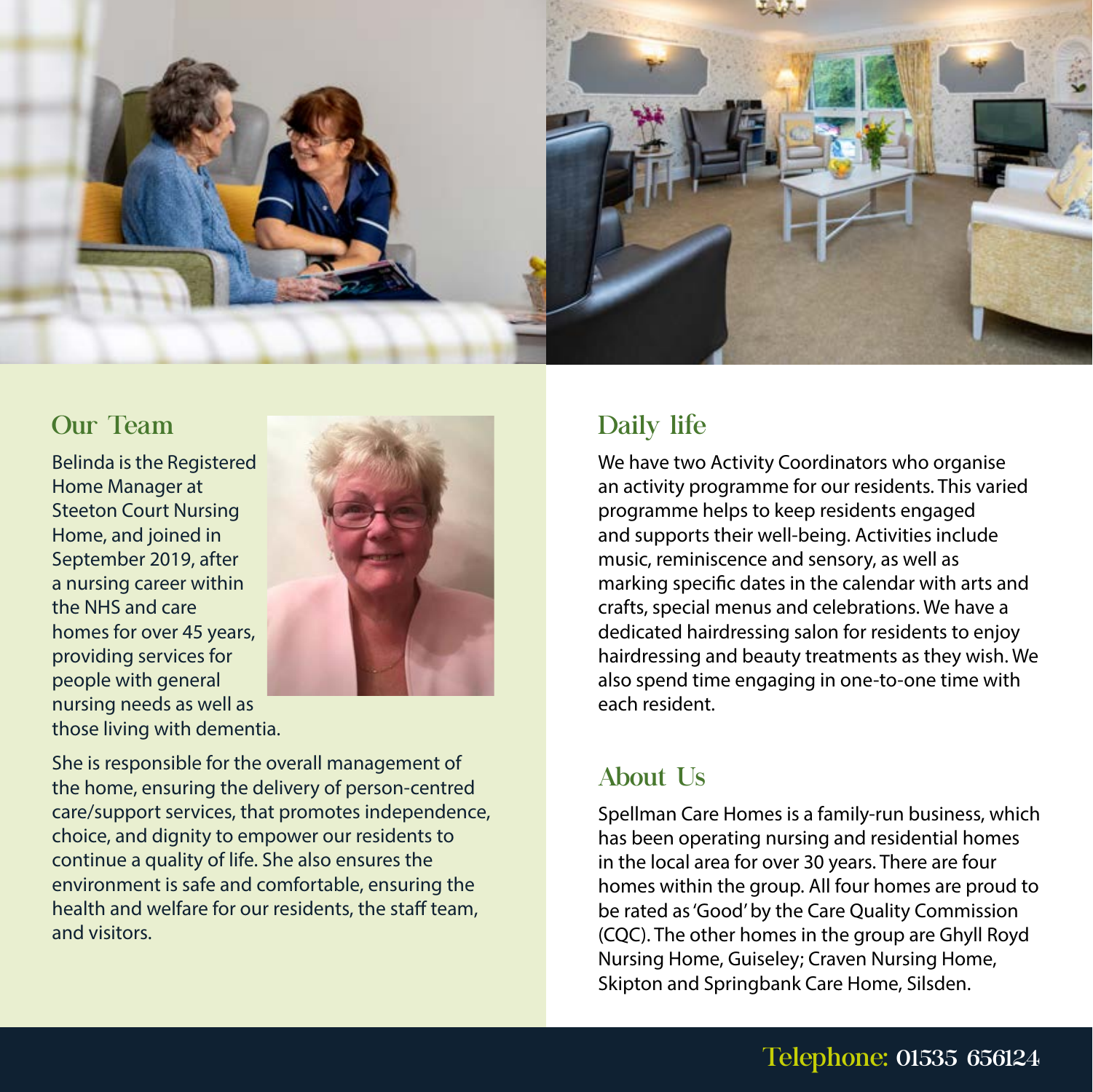## Our Team

Belinda is the Registered Home Manager at Steeton Court Nursing Home, and joined in September 2019, after a nursing career within the NHS and care homes for over 45 years, providing services for people with general nursing needs as well as those living with dementia.

She is responsible for the overall management of the home, ensuring the delivery of person-centred care/support services, that promotes independence, choice, and dignity to empower our residents to continue a quality of life. She also ensures the environment is safe and comfortable, ensuring the health and welfare for our residents, the staff team, and visitors.

## Daily life

We have two Activity Coordinators who organise an activity programme for our residents. This varied programme helps to keep residents engaged and supports their well-being. Activities include music, reminiscence and sensory, as well as marking specific dates in the calendar with arts and crafts, special menus and celebrations. We have a dedicated hairdressing salon for residents to enjoy hairdressing and beauty treatments as they wish. We also spend time engaging in one-to-one time with each resident.

## About Us

Spellman Care Homes is a family-run business, which has been operating nursing and residential homes in the local area for over 30 years. There are four homes within the group. All four homes are proud to be rated as 'Good' by the Care Quality Commission (CQC). The other homes in the group are Ghyll Royd Nursing Home, Guiseley; Craven Nursing Home, Skipton and Springbank Care Home, Silsden.

**Telephone:** 01535 656124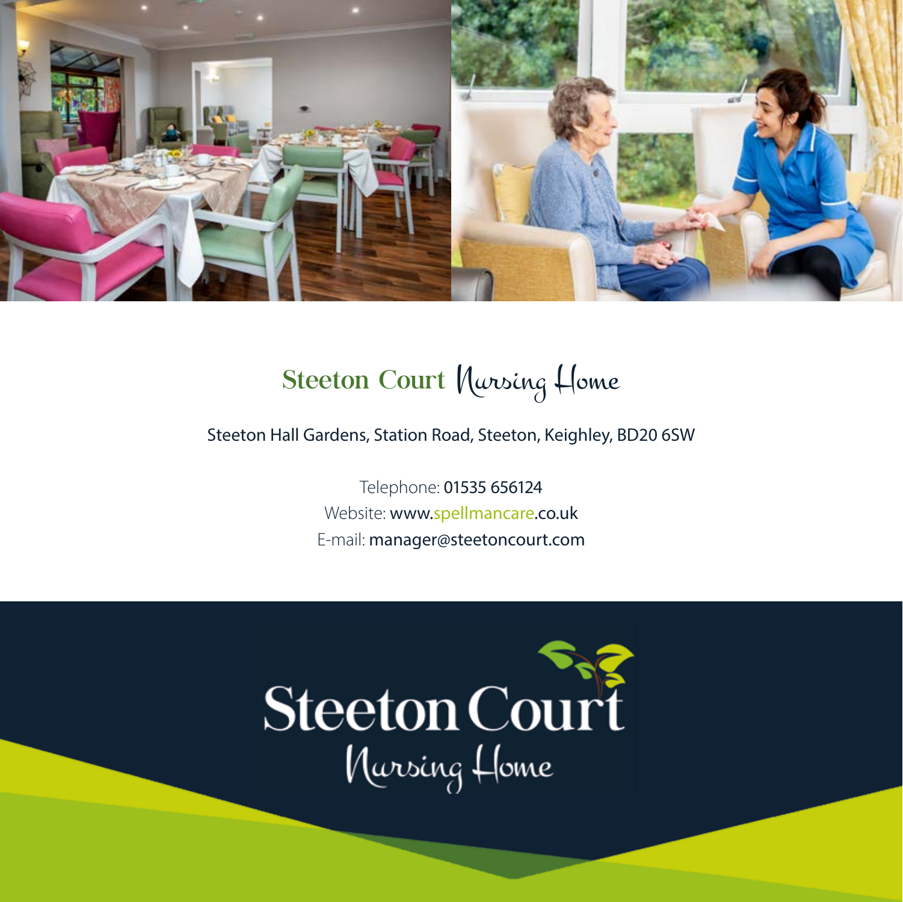# Steeton Court Nursing Home

Steeton Hall Gardens, Station Road, Steeton, Keighley, BD20 6SW

Telephone: 01535 656124
Website: www.spellmancare.co.uk
E-mail: manager@steetoncourt.com

Steeton Court
Nursing Home